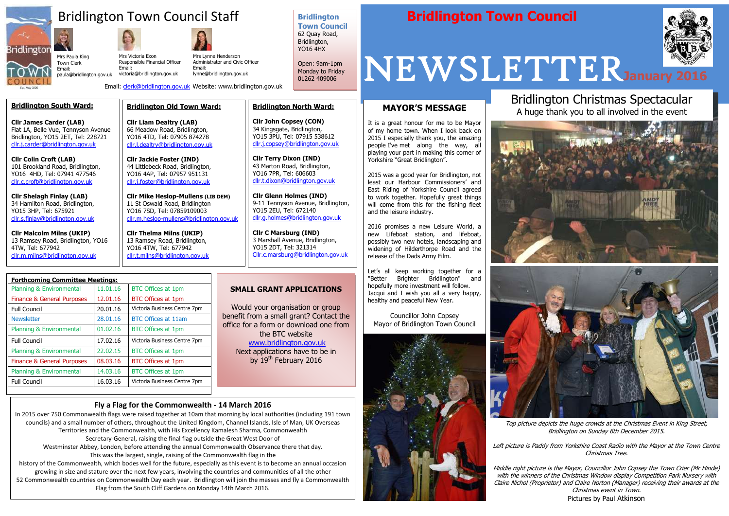# Bridlington Town Council Staff

Mrs Paula King
Town Clerk
Email:
paula@bridlington.gov.uk

Mrs Victoria Exon
Responsible Financial Officer
Email:
victoria@bridlington.gov.uk

Mrs Lynne Henderson
Administrator and Civic Officer
Email:
lynne@bridlington.gov.uk

Email: clerk@bridlington.gov.uk Website: www.bridlington.gov.uk

**Bridlington Town Council**
62 Quay Road,
Bridlington,
YO16 4HX

Open: 9am-1pm
Monday to Friday
01262 409006

# Bridlington Town Council

# NEWSLETTER January 2016

## Bridlington South Ward:

**Cllr James Carder (LAB)**
Flat 1A, Belle Vue, Tennyson Avenue
Bridlington, YO15 2ET, Tel: 228721
cllr.j.carder@bridlington.gov.uk

**Cllr Colin Croft (LAB)**
101 Brookland Road, Bridlington,
YO16 4HD, Tel: 07941 477546
cllr.c.croft@bridlington.gov.uk

**Cllr Shelagh Finlay (LAB)**
34 Hamilton Road, Bridlington,
YO15 3HP, Tel: 675921
cllr.s.finlay@bridlington.gov.uk

**Cllr Malcolm Milns (UKIP)**
13 Ramsey Road, Bridlington, YO16 4TW, Tel: 677942
cllr.m.milns@bridlington.gov.uk

## Bridlington Old Town Ward:

**Cllr Liam Dealtry (LAB)**
66 Meadow Road, Bridlington,
YO16 4TD, Tel: 07905 874278
cllr.l.dealtry@bridlington.gov.uk

**Cllr Jackie Foster (IND)**
44 Littlebeck Road, Bridlington,
YO16 4AP, Tel: 07957 951131
cllr.j.foster@bridlington.gov.uk

**Cllr Mike Heslop-Mullens (LIB DEM)**
11 St Oswald Road, Bridlington
YO16 7SD, Tel: 07859109003
cllr.m.heslop-mullens@bridlington.gov.uk

**Cllr Thelma Milns (UKIP)**
13 Ramsey Road, Bridlington,
YO16 4TW, Tel: 677942
cllr.t.milns@bridlington.gov.uk

## Bridlington North Ward:

**Cllr John Copsey (CON)**
34 Kingsgate, Bridlington,
YO15 3PU, Tel: 07915 538612
cllr.j.copsey@bridlington.gov.uk

**Cllr Terry Dixon (IND)**
43 Marton Road, Bridlington,
YO16 7PR, Tel: 606603
cllr.t.dixon@bridlington.gov.uk

**Cllr Glenn Holmes (IND)**
9-11 Tennyson Avenue, Bridlington,
YO15 2EU, Tel: 672140
cllr.g.holmes@bridlington.gov.uk

**Cllr C Marsburg (IND)**
3 Marshall Avenue, Bridlington,
YO15 2DT, Tel: 321314
Cllr.c.marsburg@bridlington.gov.uk

## Forthcoming Committee Meetings:

| Committee | Date | Venue |
|---|---|---|
| Planning & Environmental | 11.01.16 | BTC Offices at 1pm |
| Finance & General Purposes | 12.01.16 | BTC Offices at 1pm |
| Full Council | 20.01.16 | Victoria Business Centre 7pm |
| Newsletter | 28.01.16 | BTC Offices at 11am |
| Planning & Environmental | 01.02.16 | BTC Offices at 1pm |
| Full Council | 17.02.16 | Victoria Business Centre 7pm |
| Planning & Environmental | 22.02.15 | BTC Offices at 1pm |
| Finance & General Purposes | 08.03.16 | BTC Offices at 1pm |
| Planning & Environmental | 14.03.16 | BTC Offices at 1pm |
| Full Council | 16.03.16 | Victoria Business Centre 7pm |

## SMALL GRANT APPLICATIONS

Would your organisation or group benefit from a small grant? Contact the office for a form or download one from the BTC website
www.bridlington.gov.uk
Next applications have to be in by 19th February 2016

## Fly a Flag for the Commonwealth - 14 March 2016

In 2015 over 750 Commonwealth flags were raised together at 10am that morning by local authorities (including 191 town councils) and a small number of others, throughout the United Kingdom, Channel Islands, Isle of Man, UK Overseas Territories and the Commonwealth, with His Excellency Kamalesh Sharma, Commonwealth Secretary-General, raising the final flag outside the Great West Door of Westminster Abbey, London, before attending the annual Commonwealth Observance there that day. This was the largest, single, raising of the Commonwealth flag in the history of the Commonwealth, which bodes well for the future, especially as this event is to become an annual occasion growing in size and stature over the next few years, involving the countries and communities of all the other 52 Commonwealth countries on Commonwealth Day each year. Bridlington will join the masses and fly a Commonwealth Flag from the South Cliff Gardens on Monday 14th March 2016.

## MAYOR'S MESSAGE

It is a great honour for me to be Mayor of my home town. When I look back on 2015 I especially thank you, the amazing people I've met along the way, all playing your part in making this corner of Yorkshire "Great Bridlington".

2015 was a good year for Bridlington, not least our Harbour Commissioners' and East Riding of Yorkshire Council agreed to work together. Hopefully great things will come from this for the fishing fleet and the leisure industry.

2016 promises a new Leisure World, a new Lifeboat station, and lifeboat, possibly two new hotels, landscaping and widening of Hilderthorpe Road and the release of the Dads Army Film.

Let's all keep working together for a "Better Brighter Bridlington" and hopefully more investment will follow. Jacqui and I wish you all a very happy, healthy and peaceful New Year.

Councillor John Copsey
Mayor of Bridlington Town Council

## Bridlington Christmas Spectacular

A huge thank you to all involved in the event

*Top picture depicts the huge crowds at the Christmas Event in King Street, Bridlington on Sunday 6th December 2015.*

*Left picture is Paddy from Yorkshire Coast Radio with the Mayor at the Town Centre Christmas Tree.*

*Middle right picture is the Mayor, Councillor John Copsey the Town Crier (Mr Hinde) with the winners of the Christmas Window display Competition Park Nursery with Claire Nichol (Proprietor) and Claire Norton (Manager) receiving their awards at the Christmas event in Town.*

Pictures by Paul Atkinson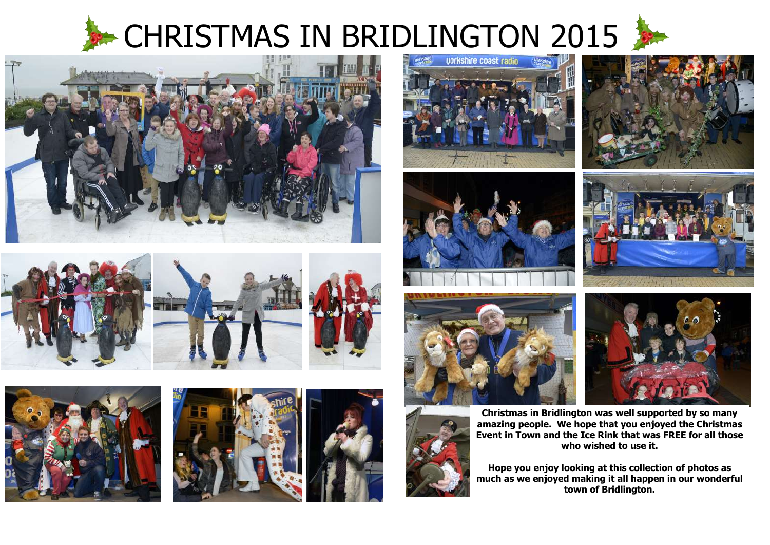# CHRISTMAS IN BRIDLINGTON 2015

**Christmas in Bridlington was well supported by so many amazing people. We hope that you enjoyed the Christmas Event in Town and the Ice Rink that was FREE for all those who wished to use it.**

**Hope you enjoy looking at this collection of photos as much as we enjoyed making it all happen in our wonderful town of Bridlington.**